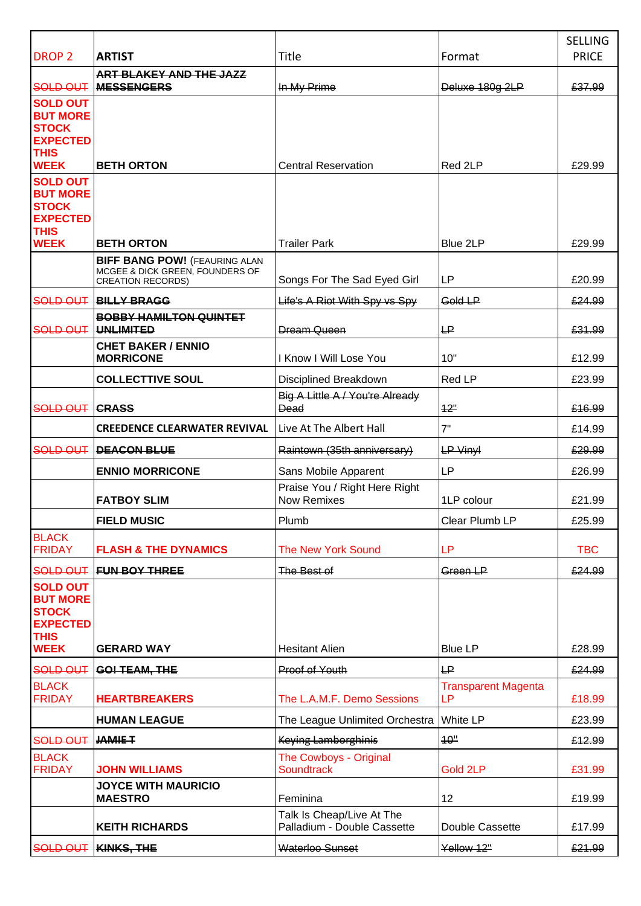| DROP 2 | ARTIST | Title | Format | SELLING PRICE |
|---|---|---|---|---|
| ~~SOLD OUT~~ | ~~**ART BLAKEY AND THE JAZZ MESSENGERS**~~ | ~~In My Prime~~ | ~~Deluxe 180g 2LP~~ | ~~£37.99~~ |
| **SOLD OUT BUT MORE STOCK EXPECTED THIS WEEK** | **BETH ORTON** | Central Reservation | Red 2LP | £29.99 |
| **SOLD OUT BUT MORE STOCK EXPECTED THIS WEEK** | **BETH ORTON** | Trailer Park | Blue 2LP | £29.99 |
| | **BIFF BANG POW!** (FEAURING ALAN MCGEE & DICK GREEN, FOUNDERS OF CREATION RECORDS) | Songs For The Sad Eyed Girl | LP | £20.99 |
| ~~SOLD OUT~~ | ~~**BILLY BRAGG**~~ | ~~Life's A Riot With Spy vs Spy~~ | ~~Gold LP~~ | ~~£24.99~~ |
| ~~SOLD OUT~~ | ~~**BOBBY HAMILTON QUINTET UNLIMITED**~~ | ~~Dream Queen~~ | ~~LP~~ | ~~£31.99~~ |
| | **CHET BAKER / ENNIO MORRICONE** | I Know I Will Lose You | 10" | £12.99 |
| | **COLLECTTIVE SOUL** | Disciplined Breakdown | Red LP | £23.99 |
| ~~SOLD OUT~~ | ~~**CRASS**~~ | ~~Big A Little A / You're Already Dead~~ | ~~12"~~ | ~~£16.99~~ |
| | **CREEDENCE CLEARWATER REVIVAL** | Live At The Albert Hall | 7" | £14.99 |
| ~~SOLD OUT~~ | ~~**DEACON BLUE**~~ | ~~Raintown (35th anniversary)~~ | ~~LP Vinyl~~ | ~~£29.99~~ |
| | **ENNIO MORRICONE** | Sans Mobile Apparent | LP | £26.99 |
| | **FATBOY SLIM** | Praise You / Right Here Right Now Remixes | 1LP colour | £21.99 |
| | **FIELD MUSIC** | Plumb | Clear Plumb LP | £25.99 |
| BLACK FRIDAY | **FLASH & THE DYNAMICS** | The New York Sound | LP | TBC |
| ~~SOLD OUT~~ | ~~**FUN BOY THREE**~~ | ~~The Best of~~ | ~~Green LP~~ | ~~£24.99~~ |
| **SOLD OUT BUT MORE STOCK EXPECTED THIS WEEK** | **GERARD WAY** | Hesitant Alien | Blue LP | £28.99 |
| ~~SOLD OUT~~ | ~~**GO! TEAM, THE**~~ | ~~Proof of Youth~~ | ~~LP~~ | ~~£24.99~~ |
| BLACK FRIDAY | **HEARTBREAKERS** | The L.A.M.F. Demo Sessions | Transparent Magenta LP | £18.99 |
| | **HUMAN LEAGUE** | The League Unlimited Orchestra | White LP | £23.99 |
| ~~SOLD OUT~~ | ~~**JAMIE T**~~ | ~~Keying Lamborghinis~~ | ~~10"~~ | ~~£12.99~~ |
| BLACK FRIDAY | **JOHN WILLIAMS** | The Cowboys - Original Soundtrack | Gold 2LP | £31.99 |
| | **JOYCE WITH MAURICIO MAESTRO** | Feminina | 12 | £19.99 |
| | **KEITH RICHARDS** | Talk Is Cheap/Live At The Palladium - Double Cassette | Double Cassette | £17.99 |
| ~~SOLD OUT~~ | ~~**KINKS, THE**~~ | ~~Waterloo Sunset~~ | ~~Yellow 12"~~ | ~~£21.99~~ |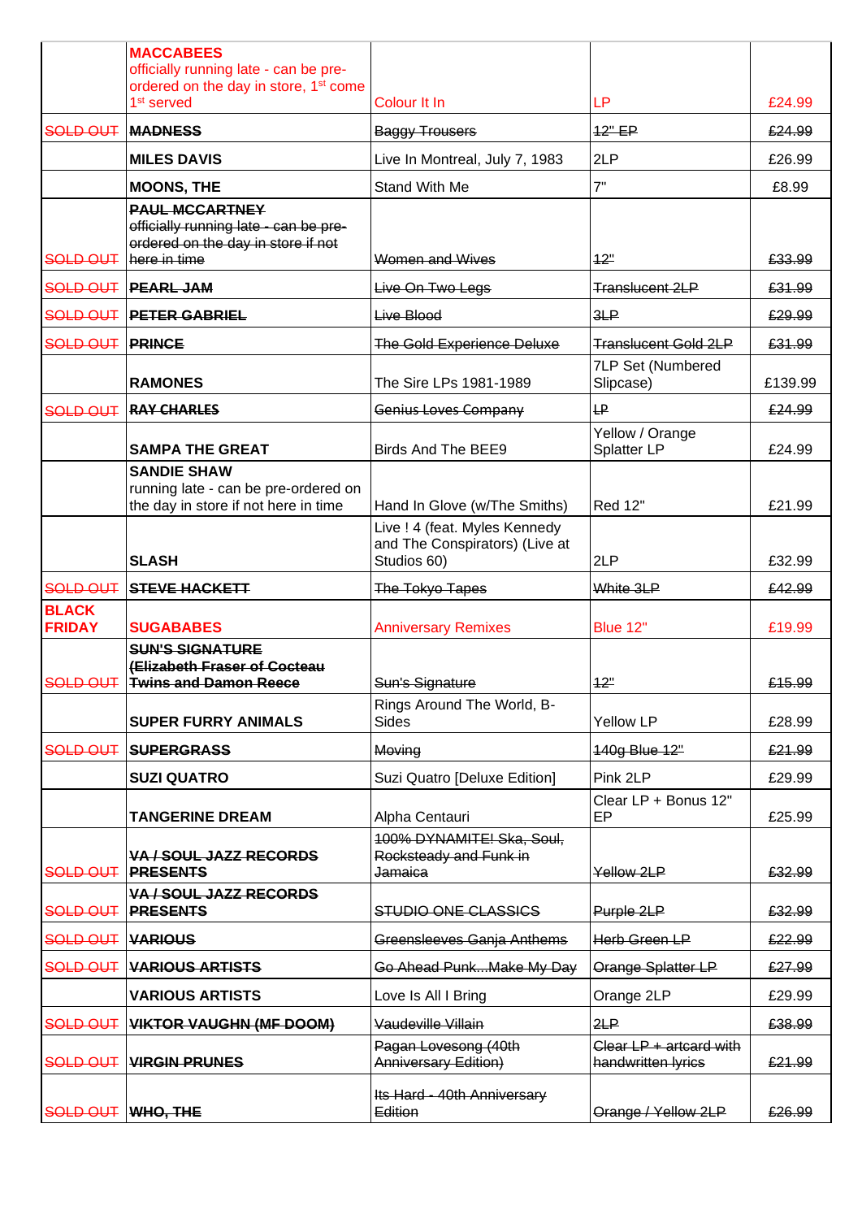| | | | | |
|---|---|---|---|---|
| | **MACCABEES** officially running late - can be pre-ordered on the day in store, 1st come 1st served | Colour It In | LP | £24.99 |
| ~~SOLD OUT~~ | ~~**MADNESS**~~ | ~~Baggy Trousers~~ | ~~12" EP~~ | ~~£24.99~~ |
| | **MILES DAVIS** | Live In Montreal, July 7, 1983 | 2LP | £26.99 |
| | **MOONS, THE** | Stand With Me | 7" | £8.99 |
| ~~SOLD OUT~~ | ~~**PAUL MCCARTNEY** officially running late - can be pre-ordered on the day in store if not here in time~~ | ~~Women and Wives~~ | ~~12"~~ | ~~£33.99~~ |
| ~~SOLD OUT~~ | ~~**PEARL JAM**~~ | ~~Live On Two Legs~~ | ~~Translucent 2LP~~ | ~~£31.99~~ |
| ~~SOLD OUT~~ | ~~**PETER GABRIEL**~~ | ~~Live Blood~~ | ~~3LP~~ | ~~£29.99~~ |
| ~~SOLD OUT~~ | ~~**PRINCE**~~ | ~~The Gold Experience Deluxe~~ | ~~Translucent Gold 2LP~~ | ~~£31.99~~ |
| | **RAMONES** | The Sire LPs 1981-1989 | 7LP Set (Numbered Slipcase) | £139.99 |
| ~~SOLD OUT~~ | ~~**RAY CHARLES**~~ | ~~Genius Loves Company~~ | ~~LP~~ | ~~£24.99~~ |
| | **SAMPA THE GREAT** | Birds And The BEE9 | Yellow / Orange Splatter LP | £24.99 |
| | **SANDIE SHAW** running late - can be pre-ordered on the day in store if not here in time | Hand In Glove (w/The Smiths) | Red 12" | £21.99 |
| | **SLASH** | Live ! 4 (feat. Myles Kennedy and The Conspirators) (Live at Studios 60) | 2LP | £32.99 |
| ~~SOLD OUT~~ | ~~**STEVE HACKETT**~~ | ~~The Tokyo Tapes~~ | ~~White 3LP~~ | ~~£42.99~~ |
| **BLACK FRIDAY** | **SUGABABES** | Anniversary Remixes | Blue 12" | £19.99 |
| ~~SOLD OUT~~ | ~~**SUN'S SIGNATURE (Elizabeth Fraser of Cocteau Twins and Damon Reece**~~ | ~~Sun's Signature~~ | ~~12"~~ | ~~£15.99~~ |
| | **SUPER FURRY ANIMALS** | Rings Around The World, B-Sides | Yellow LP | £28.99 |
| ~~SOLD OUT~~ | ~~**SUPERGRASS**~~ | ~~Moving~~ | ~~140g Blue 12"~~ | ~~£21.99~~ |
| | **SUZI QUATRO** | Suzi Quatro [Deluxe Edition] | Pink 2LP | £29.99 |
| | **TANGERINE DREAM** | Alpha Centauri | Clear LP + Bonus 12" EP | £25.99 |
| ~~SOLD OUT~~ | ~~**VA / SOUL JAZZ RECORDS PRESENTS**~~ | ~~100% DYNAMITE! Ska, Soul, Rocksteady and Funk in Jamaica~~ | ~~Yellow 2LP~~ | ~~£32.99~~ |
| ~~SOLD OUT~~ | ~~**VA / SOUL JAZZ RECORDS PRESENTS**~~ | ~~STUDIO ONE CLASSICS~~ | ~~Purple 2LP~~ | ~~£32.99~~ |
| ~~SOLD OUT~~ | ~~**VARIOUS**~~ | ~~Greensleeves Ganja Anthems~~ | ~~Herb Green LP~~ | ~~£22.99~~ |
| ~~SOLD OUT~~ | ~~**VARIOUS ARTISTS**~~ | ~~Go Ahead Punk...Make My Day~~ | ~~Orange Splatter LP~~ | ~~£27.99~~ |
| | **VARIOUS ARTISTS** | Love Is All I Bring | Orange 2LP | £29.99 |
| ~~SOLD OUT~~ | ~~**VIKTOR VAUGHN (MF DOOM)**~~ | ~~Vaudeville Villain~~ | ~~2LP~~ | ~~£38.99~~ |
| ~~SOLD OUT~~ | ~~**VIRGIN PRUNES**~~ | ~~Pagan Lovesong (40th Anniversary Edition)~~ | ~~Clear LP + artcard with handwritten lyrics~~ | ~~£21.99~~ |
| ~~SOLD OUT~~ | ~~**WHO, THE**~~ | ~~Its Hard - 40th Anniversary Edition~~ | ~~Orange / Yellow 2LP~~ | ~~£26.99~~ |